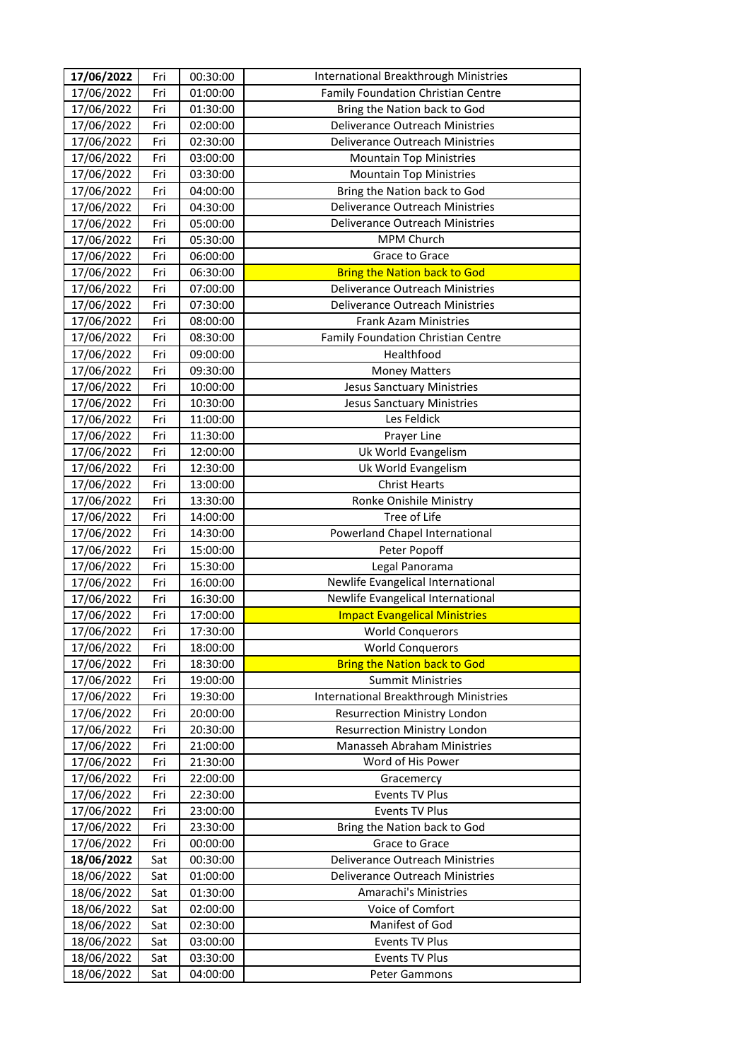| **17/06/2022** | Fri | 00:30:00 | International Breakthrough Ministries |
|---|---|---|---|
| 17/06/2022 | Fri | 01:00:00 | Family Foundation Christian Centre |
| 17/06/2022 | Fri | 01:30:00 | Bring the Nation back to God |
| 17/06/2022 | Fri | 02:00:00 | Deliverance Outreach Ministries |
| 17/06/2022 | Fri | 02:30:00 | Deliverance Outreach Ministries |
| 17/06/2022 | Fri | 03:00:00 | Mountain Top Ministries |
| 17/06/2022 | Fri | 03:30:00 | Mountain Top Ministries |
| 17/06/2022 | Fri | 04:00:00 | Bring the Nation back to God |
| 17/06/2022 | Fri | 04:30:00 | Deliverance Outreach Ministries |
| 17/06/2022 | Fri | 05:00:00 | Deliverance Outreach Ministries |
| 17/06/2022 | Fri | 05:30:00 | MPM Church |
| 17/06/2022 | Fri | 06:00:00 | Grace to Grace |
| 17/06/2022 | Fri | 06:30:00 | Bring the Nation back to God |
| 17/06/2022 | Fri | 07:00:00 | Deliverance Outreach Ministries |
| 17/06/2022 | Fri | 07:30:00 | Deliverance Outreach Ministries |
| 17/06/2022 | Fri | 08:00:00 | Frank Azam Ministries |
| 17/06/2022 | Fri | 08:30:00 | Family Foundation Christian Centre |
| 17/06/2022 | Fri | 09:00:00 | Healthfood |
| 17/06/2022 | Fri | 09:30:00 | Money Matters |
| 17/06/2022 | Fri | 10:00:00 | Jesus Sanctuary Ministries |
| 17/06/2022 | Fri | 10:30:00 | Jesus Sanctuary Ministries |
| 17/06/2022 | Fri | 11:00:00 | Les Feldick |
| 17/06/2022 | Fri | 11:30:00 | Prayer Line |
| 17/06/2022 | Fri | 12:00:00 | Uk World Evangelism |
| 17/06/2022 | Fri | 12:30:00 | Uk World Evangelism |
| 17/06/2022 | Fri | 13:00:00 | Christ Hearts |
| 17/06/2022 | Fri | 13:30:00 | Ronke Onishile Ministry |
| 17/06/2022 | Fri | 14:00:00 | Tree of Life |
| 17/06/2022 | Fri | 14:30:00 | Powerland Chapel International |
| 17/06/2022 | Fri | 15:00:00 | Peter Popoff |
| 17/06/2022 | Fri | 15:30:00 | Legal Panorama |
| 17/06/2022 | Fri | 16:00:00 | Newlife Evangelical International |
| 17/06/2022 | Fri | 16:30:00 | Newlife Evangelical International |
| 17/06/2022 | Fri | 17:00:00 | Impact Evangelical Ministries |
| 17/06/2022 | Fri | 17:30:00 | World Conquerors |
| 17/06/2022 | Fri | 18:00:00 | World Conquerors |
| 17/06/2022 | Fri | 18:30:00 | Bring the Nation back to God |
| 17/06/2022 | Fri | 19:00:00 | Summit Ministries |
| 17/06/2022 | Fri | 19:30:00 | International Breakthrough Ministries |
| 17/06/2022 | Fri | 20:00:00 | Resurrection Ministry London |
| 17/06/2022 | Fri | 20:30:00 | Resurrection Ministry London |
| 17/06/2022 | Fri | 21:00:00 | Manasseh Abraham Ministries |
| 17/06/2022 | Fri | 21:30:00 | Word of His Power |
| 17/06/2022 | Fri | 22:00:00 | Gracemercy |
| 17/06/2022 | Fri | 22:30:00 | Events TV Plus |
| 17/06/2022 | Fri | 23:00:00 | Events TV Plus |
| 17/06/2022 | Fri | 23:30:00 | Bring the Nation back to God |
| 17/06/2022 | Fri | 00:00:00 | Grace to Grace |
| **18/06/2022** | Sat | 00:30:00 | Deliverance Outreach Ministries |
| 18/06/2022 | Sat | 01:00:00 | Deliverance Outreach Ministries |
| 18/06/2022 | Sat | 01:30:00 | Amarachi's Ministries |
| 18/06/2022 | Sat | 02:00:00 | Voice of Comfort |
| 18/06/2022 | Sat | 02:30:00 | Manifest of God |
| 18/06/2022 | Sat | 03:00:00 | Events TV Plus |
| 18/06/2022 | Sat | 03:30:00 | Events TV Plus |
| 18/06/2022 | Sat | 04:00:00 | Peter Gammons |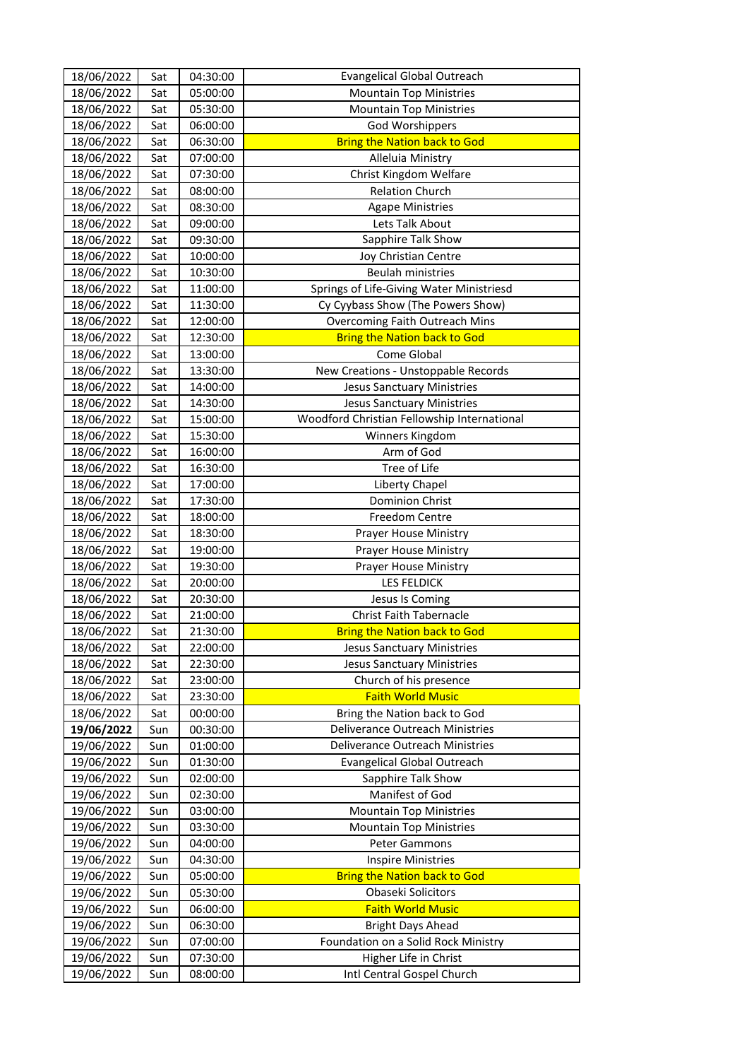| 18/06/2022 | Sat | 04:30:00 | Evangelical Global Outreach |
|---|---|---|---|
| 18/06/2022 | Sat | 05:00:00 | Mountain Top Ministries |
| 18/06/2022 | Sat | 05:30:00 | Mountain Top Ministries |
| 18/06/2022 | Sat | 06:00:00 | God Worshippers |
| 18/06/2022 | Sat | 06:30:00 | Bring the Nation back to God |
| 18/06/2022 | Sat | 07:00:00 | Alleluia Ministry |
| 18/06/2022 | Sat | 07:30:00 | Christ Kingdom Welfare |
| 18/06/2022 | Sat | 08:00:00 | Relation Church |
| 18/06/2022 | Sat | 08:30:00 | Agape Ministries |
| 18/06/2022 | Sat | 09:00:00 | Lets Talk About |
| 18/06/2022 | Sat | 09:30:00 | Sapphire Talk Show |
| 18/06/2022 | Sat | 10:00:00 | Joy Christian Centre |
| 18/06/2022 | Sat | 10:30:00 | Beulah ministries |
| 18/06/2022 | Sat | 11:00:00 | Springs of Life-Giving Water Ministriesd |
| 18/06/2022 | Sat | 11:30:00 | Cy Cyybass Show (The Powers Show) |
| 18/06/2022 | Sat | 12:00:00 | Overcoming Faith Outreach Mins |
| 18/06/2022 | Sat | 12:30:00 | Bring the Nation back to God |
| 18/06/2022 | Sat | 13:00:00 | Come Global |
| 18/06/2022 | Sat | 13:30:00 | New Creations - Unstoppable Records |
| 18/06/2022 | Sat | 14:00:00 | Jesus Sanctuary Ministries |
| 18/06/2022 | Sat | 14:30:00 | Jesus Sanctuary Ministries |
| 18/06/2022 | Sat | 15:00:00 | Woodford Christian Fellowship International |
| 18/06/2022 | Sat | 15:30:00 | Winners Kingdom |
| 18/06/2022 | Sat | 16:00:00 | Arm of God |
| 18/06/2022 | Sat | 16:30:00 | Tree of Life |
| 18/06/2022 | Sat | 17:00:00 | Liberty Chapel |
| 18/06/2022 | Sat | 17:30:00 | Dominion Christ |
| 18/06/2022 | Sat | 18:00:00 | Freedom Centre |
| 18/06/2022 | Sat | 18:30:00 | Prayer House Ministry |
| 18/06/2022 | Sat | 19:00:00 | Prayer House Ministry |
| 18/06/2022 | Sat | 19:30:00 | Prayer House Ministry |
| 18/06/2022 | Sat | 20:00:00 | LES FELDICK |
| 18/06/2022 | Sat | 20:30:00 | Jesus Is Coming |
| 18/06/2022 | Sat | 21:00:00 | Christ Faith Tabernacle |
| 18/06/2022 | Sat | 21:30:00 | Bring the Nation back to God |
| 18/06/2022 | Sat | 22:00:00 | Jesus Sanctuary Ministries |
| 18/06/2022 | Sat | 22:30:00 | Jesus Sanctuary Ministries |
| 18/06/2022 | Sat | 23:00:00 | Church of his presence |
| 18/06/2022 | Sat | 23:30:00 | Faith World Music |
| 18/06/2022 | Sat | 00:00:00 | Bring the Nation back to God |
| **19/06/2022** | Sun | 00:30:00 | Deliverance Outreach Ministries |
| 19/06/2022 | Sun | 01:00:00 | Deliverance Outreach Ministries |
| 19/06/2022 | Sun | 01:30:00 | Evangelical Global Outreach |
| 19/06/2022 | Sun | 02:00:00 | Sapphire Talk Show |
| 19/06/2022 | Sun | 02:30:00 | Manifest of God |
| 19/06/2022 | Sun | 03:00:00 | Mountain Top Ministries |
| 19/06/2022 | Sun | 03:30:00 | Mountain Top Ministries |
| 19/06/2022 | Sun | 04:00:00 | Peter Gammons |
| 19/06/2022 | Sun | 04:30:00 | Inspire Ministries |
| 19/06/2022 | Sun | 05:00:00 | Bring the Nation back to God |
| 19/06/2022 | Sun | 05:30:00 | Obaseki Solicitors |
| 19/06/2022 | Sun | 06:00:00 | Faith World Music |
| 19/06/2022 | Sun | 06:30:00 | Bright Days Ahead |
| 19/06/2022 | Sun | 07:00:00 | Foundation on a Solid Rock Ministry |
| 19/06/2022 | Sun | 07:30:00 | Higher Life in Christ |
| 19/06/2022 | Sun | 08:00:00 | Intl Central Gospel Church |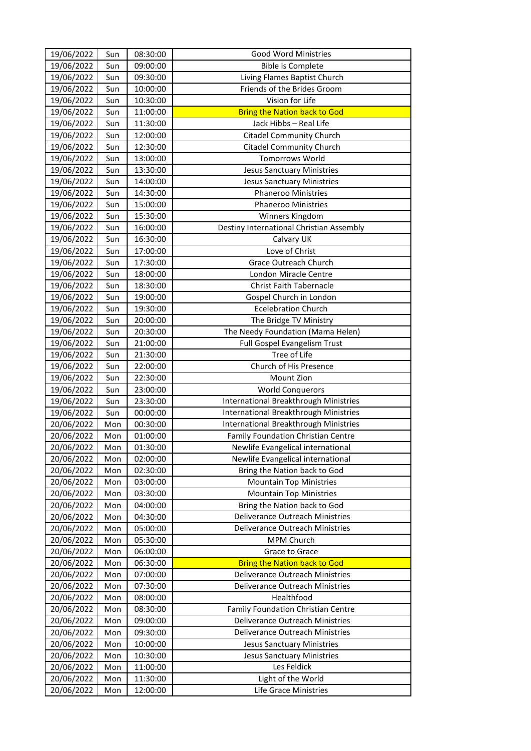| 19/06/2022 | Sun | 08:30:00 | Good Word Ministries |
|---|---|---|---|
| 19/06/2022 | Sun | 09:00:00 | Bible is Complete |
| 19/06/2022 | Sun | 09:30:00 | Living Flames Baptist Church |
| 19/06/2022 | Sun | 10:00:00 | Friends of the Brides Groom |
| 19/06/2022 | Sun | 10:30:00 | Vision for Life |
| 19/06/2022 | Sun | 11:00:00 | Bring the Nation back to God |
| 19/06/2022 | Sun | 11:30:00 | Jack Hibbs – Real Life |
| 19/06/2022 | Sun | 12:00:00 | Citadel Community Church |
| 19/06/2022 | Sun | 12:30:00 | Citadel Community Church |
| 19/06/2022 | Sun | 13:00:00 | Tomorrows World |
| 19/06/2022 | Sun | 13:30:00 | Jesus Sanctuary Ministries |
| 19/06/2022 | Sun | 14:00:00 | Jesus Sanctuary Ministries |
| 19/06/2022 | Sun | 14:30:00 | Phaneroo Ministries |
| 19/06/2022 | Sun | 15:00:00 | Phaneroo Ministries |
| 19/06/2022 | Sun | 15:30:00 | Winners Kingdom |
| 19/06/2022 | Sun | 16:00:00 | Destiny International Christian Assembly |
| 19/06/2022 | Sun | 16:30:00 | Calvary UK |
| 19/06/2022 | Sun | 17:00:00 | Love of Christ |
| 19/06/2022 | Sun | 17:30:00 | Grace Outreach Church |
| 19/06/2022 | Sun | 18:00:00 | London Miracle Centre |
| 19/06/2022 | Sun | 18:30:00 | Christ Faith Tabernacle |
| 19/06/2022 | Sun | 19:00:00 | Gospel Church in London |
| 19/06/2022 | Sun | 19:30:00 | Ecelebration Church |
| 19/06/2022 | Sun | 20:00:00 | The Bridge TV Ministry |
| 19/06/2022 | Sun | 20:30:00 | The Needy Foundation (Mama Helen) |
| 19/06/2022 | Sun | 21:00:00 | Full Gospel Evangelism Trust |
| 19/06/2022 | Sun | 21:30:00 | Tree of Life |
| 19/06/2022 | Sun | 22:00:00 | Church of His Presence |
| 19/06/2022 | Sun | 22:30:00 | Mount Zion |
| 19/06/2022 | Sun | 23:00:00 | World Conquerors |
| 19/06/2022 | Sun | 23:30:00 | International Breakthrough Ministries |
| 19/06/2022 | Sun | 00:00:00 | International Breakthrough Ministries |
| 20/06/2022 | Mon | 00:30:00 | International Breakthrough Ministries |
| 20/06/2022 | Mon | 01:00:00 | Family Foundation Christian Centre |
| 20/06/2022 | Mon | 01:30:00 | Newlife Evangelical international |
| 20/06/2022 | Mon | 02:00:00 | Newlife Evangelical international |
| 20/06/2022 | Mon | 02:30:00 | Bring the Nation back to God |
| 20/06/2022 | Mon | 03:00:00 | Mountain Top Ministries |
| 20/06/2022 | Mon | 03:30:00 | Mountain Top Ministries |
| 20/06/2022 | Mon | 04:00:00 | Bring the Nation back to God |
| 20/06/2022 | Mon | 04:30:00 | Deliverance Outreach Ministries |
| 20/06/2022 | Mon | 05:00:00 | Deliverance Outreach Ministries |
| 20/06/2022 | Mon | 05:30:00 | MPM Church |
| 20/06/2022 | Mon | 06:00:00 | Grace to Grace |
| 20/06/2022 | Mon | 06:30:00 | Bring the Nation back to God |
| 20/06/2022 | Mon | 07:00:00 | Deliverance Outreach Ministries |
| 20/06/2022 | Mon | 07:30:00 | Deliverance Outreach Ministries |
| 20/06/2022 | Mon | 08:00:00 | Healthfood |
| 20/06/2022 | Mon | 08:30:00 | Family Foundation Christian Centre |
| 20/06/2022 | Mon | 09:00:00 | Deliverance Outreach Ministries |
| 20/06/2022 | Mon | 09:30:00 | Deliverance Outreach Ministries |
| 20/06/2022 | Mon | 10:00:00 | Jesus Sanctuary Ministries |
| 20/06/2022 | Mon | 10:30:00 | Jesus Sanctuary Ministries |
| 20/06/2022 | Mon | 11:00:00 | Les Feldick |
| 20/06/2022 | Mon | 11:30:00 | Light of the World |
| 20/06/2022 | Mon | 12:00:00 | Life Grace Ministries |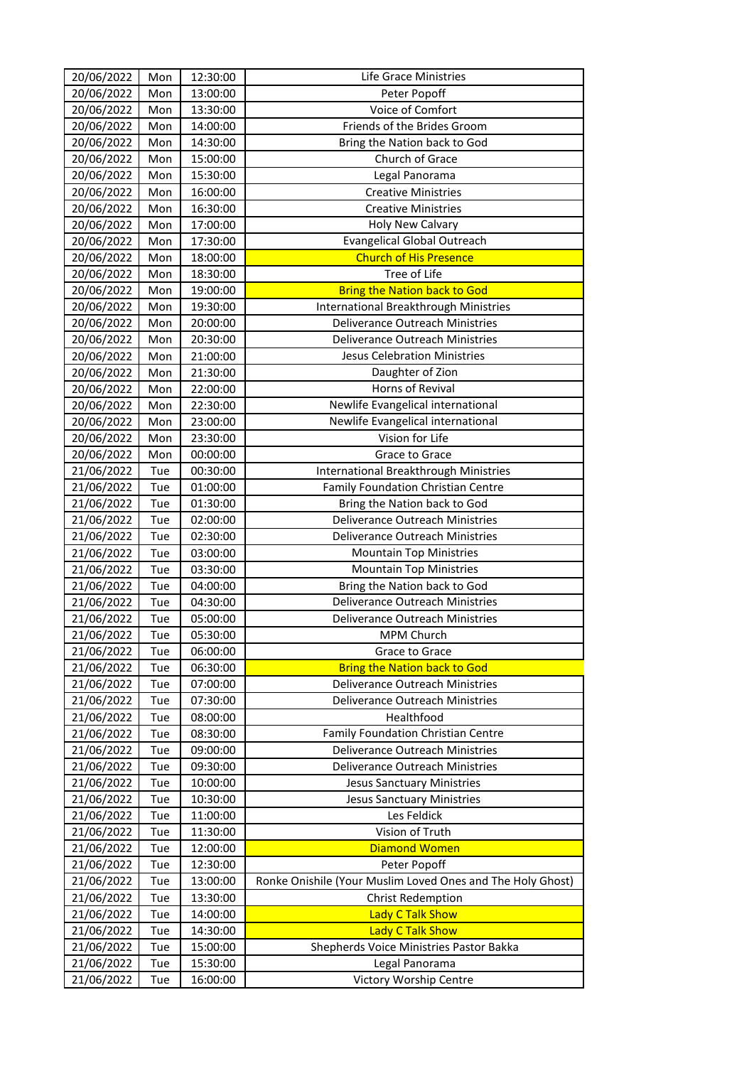| | | | |
|---|---|---|---|
| 20/06/2022 | Mon | 12:30:00 | Life Grace Ministries |
| 20/06/2022 | Mon | 13:00:00 | Peter Popoff |
| 20/06/2022 | Mon | 13:30:00 | Voice of Comfort |
| 20/06/2022 | Mon | 14:00:00 | Friends of the Brides Groom |
| 20/06/2022 | Mon | 14:30:00 | Bring the Nation back to God |
| 20/06/2022 | Mon | 15:00:00 | Church of Grace |
| 20/06/2022 | Mon | 15:30:00 | Legal Panorama |
| 20/06/2022 | Mon | 16:00:00 | Creative Ministries |
| 20/06/2022 | Mon | 16:30:00 | Creative Ministries |
| 20/06/2022 | Mon | 17:00:00 | Holy New Calvary |
| 20/06/2022 | Mon | 17:30:00 | Evangelical Global Outreach |
| 20/06/2022 | Mon | 18:00:00 | Church of His Presence |
| 20/06/2022 | Mon | 18:30:00 | Tree of Life |
| 20/06/2022 | Mon | 19:00:00 | Bring the Nation back to God |
| 20/06/2022 | Mon | 19:30:00 | International Breakthrough Ministries |
| 20/06/2022 | Mon | 20:00:00 | Deliverance Outreach Ministries |
| 20/06/2022 | Mon | 20:30:00 | Deliverance Outreach Ministries |
| 20/06/2022 | Mon | 21:00:00 | Jesus Celebration Ministries |
| 20/06/2022 | Mon | 21:30:00 | Daughter of Zion |
| 20/06/2022 | Mon | 22:00:00 | Horns of Revival |
| 20/06/2022 | Mon | 22:30:00 | Newlife Evangelical international |
| 20/06/2022 | Mon | 23:00:00 | Newlife Evangelical international |
| 20/06/2022 | Mon | 23:30:00 | Vision for Life |
| 20/06/2022 | Mon | 00:00:00 | Grace to Grace |
| 21/06/2022 | Tue | 00:30:00 | International Breakthrough Ministries |
| 21/06/2022 | Tue | 01:00:00 | Family Foundation Christian Centre |
| 21/06/2022 | Tue | 01:30:00 | Bring the Nation back to God |
| 21/06/2022 | Tue | 02:00:00 | Deliverance Outreach Ministries |
| 21/06/2022 | Tue | 02:30:00 | Deliverance Outreach Ministries |
| 21/06/2022 | Tue | 03:00:00 | Mountain Top Ministries |
| 21/06/2022 | Tue | 03:30:00 | Mountain Top Ministries |
| 21/06/2022 | Tue | 04:00:00 | Bring the Nation back to God |
| 21/06/2022 | Tue | 04:30:00 | Deliverance Outreach Ministries |
| 21/06/2022 | Tue | 05:00:00 | Deliverance Outreach Ministries |
| 21/06/2022 | Tue | 05:30:00 | MPM Church |
| 21/06/2022 | Tue | 06:00:00 | Grace to Grace |
| 21/06/2022 | Tue | 06:30:00 | Bring the Nation back to God |
| 21/06/2022 | Tue | 07:00:00 | Deliverance Outreach Ministries |
| 21/06/2022 | Tue | 07:30:00 | Deliverance Outreach Ministries |
| 21/06/2022 | Tue | 08:00:00 | Healthfood |
| 21/06/2022 | Tue | 08:30:00 | Family Foundation Christian Centre |
| 21/06/2022 | Tue | 09:00:00 | Deliverance Outreach Ministries |
| 21/06/2022 | Tue | 09:30:00 | Deliverance Outreach Ministries |
| 21/06/2022 | Tue | 10:00:00 | Jesus Sanctuary Ministries |
| 21/06/2022 | Tue | 10:30:00 | Jesus Sanctuary Ministries |
| 21/06/2022 | Tue | 11:00:00 | Les Feldick |
| 21/06/2022 | Tue | 11:30:00 | Vision of Truth |
| 21/06/2022 | Tue | 12:00:00 | Diamond Women |
| 21/06/2022 | Tue | 12:30:00 | Peter Popoff |
| 21/06/2022 | Tue | 13:00:00 | Ronke Onishile (Your Muslim Loved Ones and The Holy Ghost) |
| 21/06/2022 | Tue | 13:30:00 | Christ Redemption |
| 21/06/2022 | Tue | 14:00:00 | Lady C Talk Show |
| 21/06/2022 | Tue | 14:30:00 | Lady C Talk Show |
| 21/06/2022 | Tue | 15:00:00 | Shepherds Voice Ministries Pastor Bakka |
| 21/06/2022 | Tue | 15:30:00 | Legal Panorama |
| 21/06/2022 | Tue | 16:00:00 | Victory Worship Centre |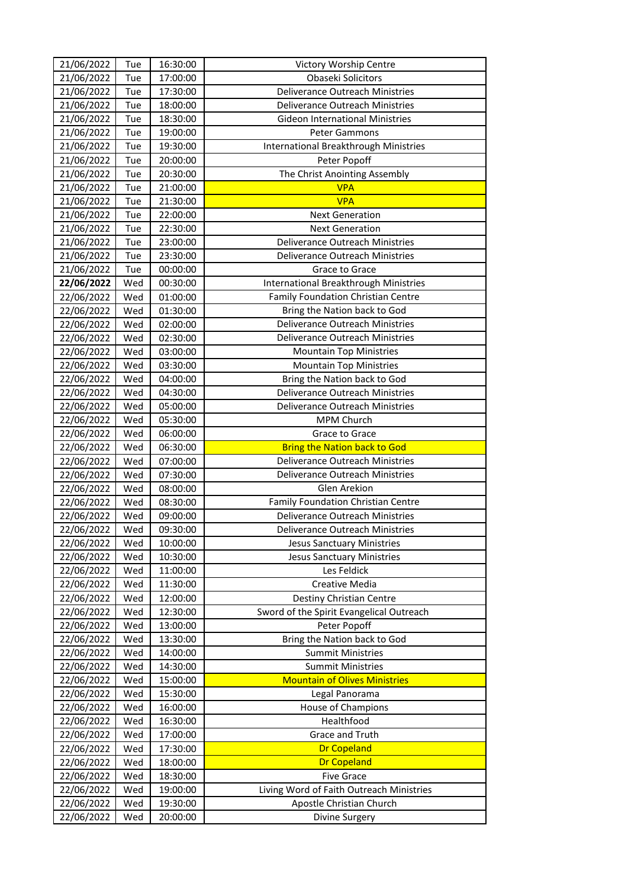| 21/06/2022 | Tue | 16:30:00 | Victory Worship Centre |
|---|---|---|---|
| 21/06/2022 | Tue | 17:00:00 | Obaseki Solicitors |
| 21/06/2022 | Tue | 17:30:00 | Deliverance Outreach Ministries |
| 21/06/2022 | Tue | 18:00:00 | Deliverance Outreach Ministries |
| 21/06/2022 | Tue | 18:30:00 | Gideon International Ministries |
| 21/06/2022 | Tue | 19:00:00 | Peter Gammons |
| 21/06/2022 | Tue | 19:30:00 | International Breakthrough Ministries |
| 21/06/2022 | Tue | 20:00:00 | Peter Popoff |
| 21/06/2022 | Tue | 20:30:00 | The Christ Anointing Assembly |
| 21/06/2022 | Tue | 21:00:00 | VPA |
| 21/06/2022 | Tue | 21:30:00 | VPA |
| 21/06/2022 | Tue | 22:00:00 | Next Generation |
| 21/06/2022 | Tue | 22:30:00 | Next Generation |
| 21/06/2022 | Tue | 23:00:00 | Deliverance Outreach Ministries |
| 21/06/2022 | Tue | 23:30:00 | Deliverance Outreach Ministries |
| 21/06/2022 | Tue | 00:00:00 | Grace to Grace |
| **22/06/2022** | Wed | 00:30:00 | International Breakthrough Ministries |
| 22/06/2022 | Wed | 01:00:00 | Family Foundation Christian Centre |
| 22/06/2022 | Wed | 01:30:00 | Bring the Nation back to God |
| 22/06/2022 | Wed | 02:00:00 | Deliverance Outreach Ministries |
| 22/06/2022 | Wed | 02:30:00 | Deliverance Outreach Ministries |
| 22/06/2022 | Wed | 03:00:00 | Mountain Top Ministries |
| 22/06/2022 | Wed | 03:30:00 | Mountain Top Ministries |
| 22/06/2022 | Wed | 04:00:00 | Bring the Nation back to God |
| 22/06/2022 | Wed | 04:30:00 | Deliverance Outreach Ministries |
| 22/06/2022 | Wed | 05:00:00 | Deliverance Outreach Ministries |
| 22/06/2022 | Wed | 05:30:00 | MPM Church |
| 22/06/2022 | Wed | 06:00:00 | Grace to Grace |
| 22/06/2022 | Wed | 06:30:00 | Bring the Nation back to God |
| 22/06/2022 | Wed | 07:00:00 | Deliverance Outreach Ministries |
| 22/06/2022 | Wed | 07:30:00 | Deliverance Outreach Ministries |
| 22/06/2022 | Wed | 08:00:00 | Glen Arekion |
| 22/06/2022 | Wed | 08:30:00 | Family Foundation Christian Centre |
| 22/06/2022 | Wed | 09:00:00 | Deliverance Outreach Ministries |
| 22/06/2022 | Wed | 09:30:00 | Deliverance Outreach Ministries |
| 22/06/2022 | Wed | 10:00:00 | Jesus Sanctuary Ministries |
| 22/06/2022 | Wed | 10:30:00 | Jesus Sanctuary Ministries |
| 22/06/2022 | Wed | 11:00:00 | Les Feldick |
| 22/06/2022 | Wed | 11:30:00 | Creative Media |
| 22/06/2022 | Wed | 12:00:00 | Destiny Christian Centre |
| 22/06/2022 | Wed | 12:30:00 | Sword of the Spirit Evangelical Outreach |
| 22/06/2022 | Wed | 13:00:00 | Peter Popoff |
| 22/06/2022 | Wed | 13:30:00 | Bring the Nation back to God |
| 22/06/2022 | Wed | 14:00:00 | Summit Ministries |
| 22/06/2022 | Wed | 14:30:00 | Summit Ministries |
| 22/06/2022 | Wed | 15:00:00 | Mountain of Olives Ministries |
| 22/06/2022 | Wed | 15:30:00 | Legal Panorama |
| 22/06/2022 | Wed | 16:00:00 | House of Champions |
| 22/06/2022 | Wed | 16:30:00 | Healthfood |
| 22/06/2022 | Wed | 17:00:00 | Grace and Truth |
| 22/06/2022 | Wed | 17:30:00 | Dr Copeland |
| 22/06/2022 | Wed | 18:00:00 | Dr Copeland |
| 22/06/2022 | Wed | 18:30:00 | Five Grace |
| 22/06/2022 | Wed | 19:00:00 | Living Word of Faith Outreach Ministries |
| 22/06/2022 | Wed | 19:30:00 | Apostle Christian Church |
| 22/06/2022 | Wed | 20:00:00 | Divine Surgery |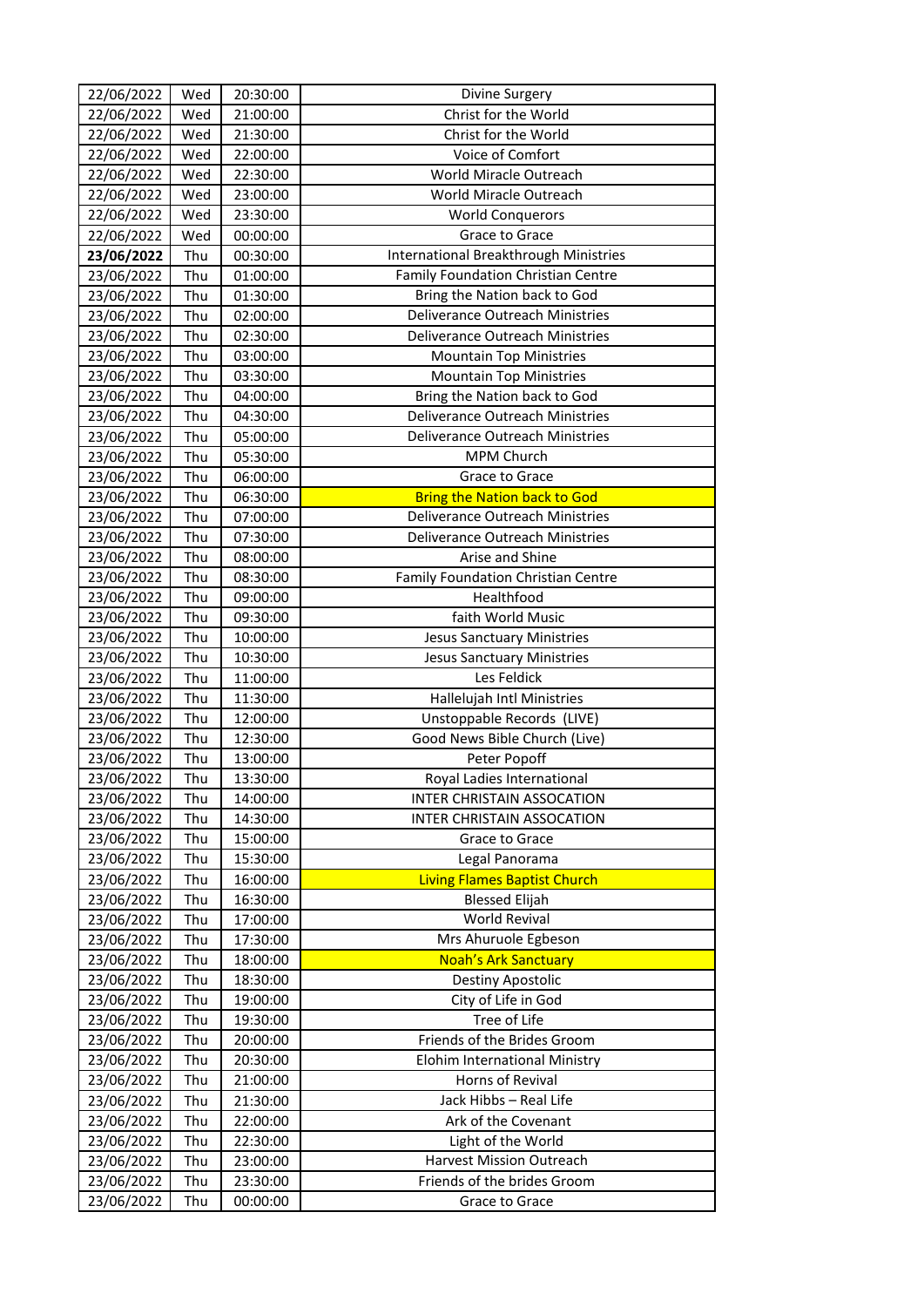| | | | |
|---|---|---|---|
| 22/06/2022 | Wed | 20:30:00 | Divine Surgery |
| 22/06/2022 | Wed | 21:00:00 | Christ for the World |
| 22/06/2022 | Wed | 21:30:00 | Christ for the World |
| 22/06/2022 | Wed | 22:00:00 | Voice of Comfort |
| 22/06/2022 | Wed | 22:30:00 | World Miracle Outreach |
| 22/06/2022 | Wed | 23:00:00 | World Miracle Outreach |
| 22/06/2022 | Wed | 23:30:00 | World Conquerors |
| 22/06/2022 | Wed | 00:00:00 | Grace to Grace |
| **23/06/2022** | Thu | 00:30:00 | International Breakthrough Ministries |
| 23/06/2022 | Thu | 01:00:00 | Family Foundation Christian Centre |
| 23/06/2022 | Thu | 01:30:00 | Bring the Nation back to God |
| 23/06/2022 | Thu | 02:00:00 | Deliverance Outreach Ministries |
| 23/06/2022 | Thu | 02:30:00 | Deliverance Outreach Ministries |
| 23/06/2022 | Thu | 03:00:00 | Mountain Top Ministries |
| 23/06/2022 | Thu | 03:30:00 | Mountain Top Ministries |
| 23/06/2022 | Thu | 04:00:00 | Bring the Nation back to God |
| 23/06/2022 | Thu | 04:30:00 | Deliverance Outreach Ministries |
| 23/06/2022 | Thu | 05:00:00 | Deliverance Outreach Ministries |
| 23/06/2022 | Thu | 05:30:00 | MPM Church |
| 23/06/2022 | Thu | 06:00:00 | Grace to Grace |
| 23/06/2022 | Thu | 06:30:00 | Bring the Nation back to God |
| 23/06/2022 | Thu | 07:00:00 | Deliverance Outreach Ministries |
| 23/06/2022 | Thu | 07:30:00 | Deliverance Outreach Ministries |
| 23/06/2022 | Thu | 08:00:00 | Arise and Shine |
| 23/06/2022 | Thu | 08:30:00 | Family Foundation Christian Centre |
| 23/06/2022 | Thu | 09:00:00 | Healthfood |
| 23/06/2022 | Thu | 09:30:00 | faith World Music |
| 23/06/2022 | Thu | 10:00:00 | Jesus Sanctuary Ministries |
| 23/06/2022 | Thu | 10:30:00 | Jesus Sanctuary Ministries |
| 23/06/2022 | Thu | 11:00:00 | Les Feldick |
| 23/06/2022 | Thu | 11:30:00 | Hallelujah Intl Ministries |
| 23/06/2022 | Thu | 12:00:00 | Unstoppable Records (LIVE) |
| 23/06/2022 | Thu | 12:30:00 | Good News Bible Church (Live) |
| 23/06/2022 | Thu | 13:00:00 | Peter Popoff |
| 23/06/2022 | Thu | 13:30:00 | Royal Ladies International |
| 23/06/2022 | Thu | 14:00:00 | INTER CHRISTAIN ASSOCATION |
| 23/06/2022 | Thu | 14:30:00 | INTER CHRISTAIN ASSOCATION |
| 23/06/2022 | Thu | 15:00:00 | Grace to Grace |
| 23/06/2022 | Thu | 15:30:00 | Legal Panorama |
| 23/06/2022 | Thu | 16:00:00 | Living Flames Baptist Church |
| 23/06/2022 | Thu | 16:30:00 | Blessed Elijah |
| 23/06/2022 | Thu | 17:00:00 | World Revival |
| 23/06/2022 | Thu | 17:30:00 | Mrs Ahuruole Egbeson |
| 23/06/2022 | Thu | 18:00:00 | Noah's Ark Sanctuary |
| 23/06/2022 | Thu | 18:30:00 | Destiny Apostolic |
| 23/06/2022 | Thu | 19:00:00 | City of Life in God |
| 23/06/2022 | Thu | 19:30:00 | Tree of Life |
| 23/06/2022 | Thu | 20:00:00 | Friends of the Brides Groom |
| 23/06/2022 | Thu | 20:30:00 | Elohim International Ministry |
| 23/06/2022 | Thu | 21:00:00 | Horns of Revival |
| 23/06/2022 | Thu | 21:30:00 | Jack Hibbs – Real Life |
| 23/06/2022 | Thu | 22:00:00 | Ark of the Covenant |
| 23/06/2022 | Thu | 22:30:00 | Light of the World |
| 23/06/2022 | Thu | 23:00:00 | Harvest Mission Outreach |
| 23/06/2022 | Thu | 23:30:00 | Friends of the brides Groom |
| 23/06/2022 | Thu | 00:00:00 | Grace to Grace |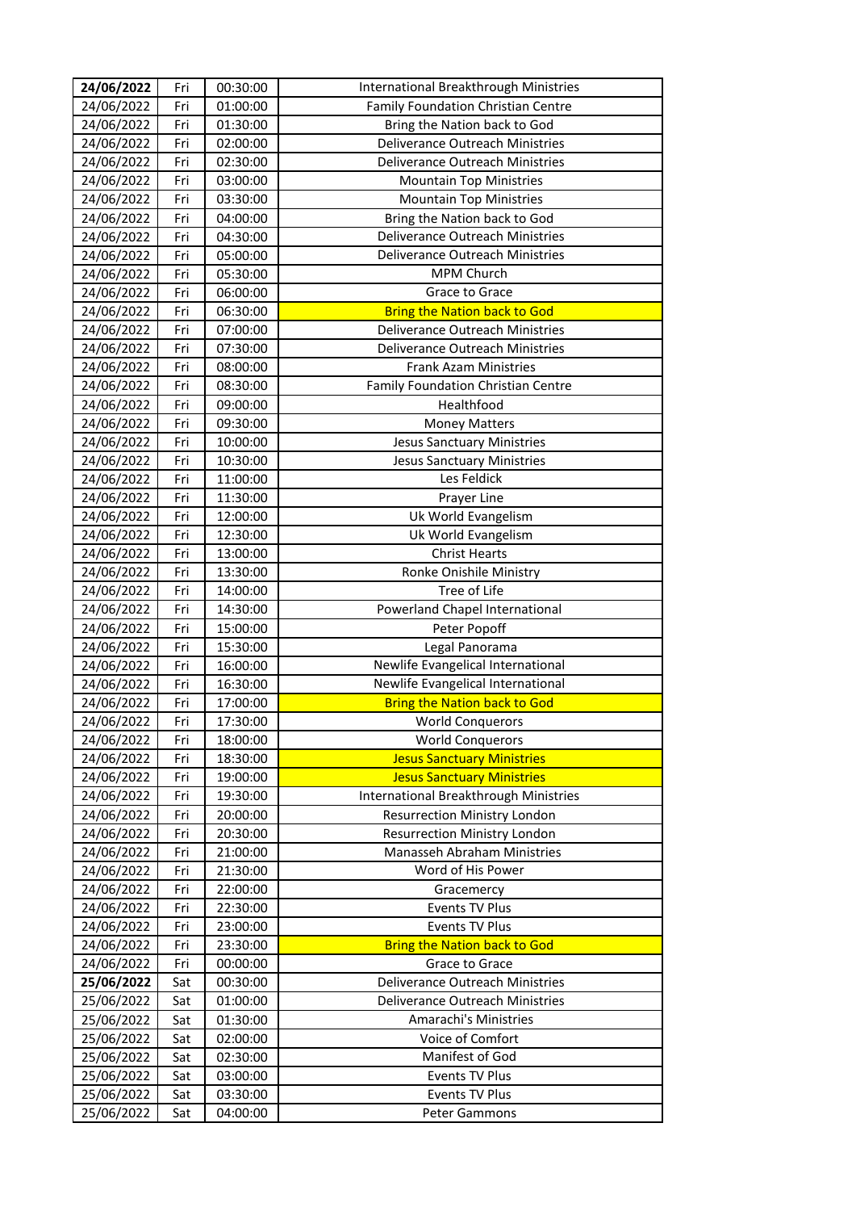| 24/06/2022 | Fri | 00:30:00 | International Breakthrough Ministries |
|---|---|---|---|
| 24/06/2022 | Fri | 01:00:00 | Family Foundation Christian Centre |
| 24/06/2022 | Fri | 01:30:00 | Bring the Nation back to God |
| 24/06/2022 | Fri | 02:00:00 | Deliverance Outreach Ministries |
| 24/06/2022 | Fri | 02:30:00 | Deliverance Outreach Ministries |
| 24/06/2022 | Fri | 03:00:00 | Mountain Top Ministries |
| 24/06/2022 | Fri | 03:30:00 | Mountain Top Ministries |
| 24/06/2022 | Fri | 04:00:00 | Bring the Nation back to God |
| 24/06/2022 | Fri | 04:30:00 | Deliverance Outreach Ministries |
| 24/06/2022 | Fri | 05:00:00 | Deliverance Outreach Ministries |
| 24/06/2022 | Fri | 05:30:00 | MPM Church |
| 24/06/2022 | Fri | 06:00:00 | Grace to Grace |
| 24/06/2022 | Fri | 06:30:00 | Bring the Nation back to God |
| 24/06/2022 | Fri | 07:00:00 | Deliverance Outreach Ministries |
| 24/06/2022 | Fri | 07:30:00 | Deliverance Outreach Ministries |
| 24/06/2022 | Fri | 08:00:00 | Frank Azam Ministries |
| 24/06/2022 | Fri | 08:30:00 | Family Foundation Christian Centre |
| 24/06/2022 | Fri | 09:00:00 | Healthfood |
| 24/06/2022 | Fri | 09:30:00 | Money Matters |
| 24/06/2022 | Fri | 10:00:00 | Jesus Sanctuary Ministries |
| 24/06/2022 | Fri | 10:30:00 | Jesus Sanctuary Ministries |
| 24/06/2022 | Fri | 11:00:00 | Les Feldick |
| 24/06/2022 | Fri | 11:30:00 | Prayer Line |
| 24/06/2022 | Fri | 12:00:00 | Uk World Evangelism |
| 24/06/2022 | Fri | 12:30:00 | Uk World Evangelism |
| 24/06/2022 | Fri | 13:00:00 | Christ Hearts |
| 24/06/2022 | Fri | 13:30:00 | Ronke Onishile Ministry |
| 24/06/2022 | Fri | 14:00:00 | Tree of Life |
| 24/06/2022 | Fri | 14:30:00 | Powerland Chapel International |
| 24/06/2022 | Fri | 15:00:00 | Peter Popoff |
| 24/06/2022 | Fri | 15:30:00 | Legal Panorama |
| 24/06/2022 | Fri | 16:00:00 | Newlife Evangelical International |
| 24/06/2022 | Fri | 16:30:00 | Newlife Evangelical International |
| 24/06/2022 | Fri | 17:00:00 | Bring the Nation back to God |
| 24/06/2022 | Fri | 17:30:00 | World Conquerors |
| 24/06/2022 | Fri | 18:00:00 | World Conquerors |
| 24/06/2022 | Fri | 18:30:00 | Jesus Sanctuary Ministries |
| 24/06/2022 | Fri | 19:00:00 | Jesus Sanctuary Ministries |
| 24/06/2022 | Fri | 19:30:00 | International Breakthrough Ministries |
| 24/06/2022 | Fri | 20:00:00 | Resurrection Ministry London |
| 24/06/2022 | Fri | 20:30:00 | Resurrection Ministry London |
| 24/06/2022 | Fri | 21:00:00 | Manasseh Abraham Ministries |
| 24/06/2022 | Fri | 21:30:00 | Word of His Power |
| 24/06/2022 | Fri | 22:00:00 | Gracemercy |
| 24/06/2022 | Fri | 22:30:00 | Events TV Plus |
| 24/06/2022 | Fri | 23:00:00 | Events TV Plus |
| 24/06/2022 | Fri | 23:30:00 | Bring the Nation back to God |
| 24/06/2022 | Fri | 00:00:00 | Grace to Grace |
| **25/06/2022** | Sat | 00:30:00 | Deliverance Outreach Ministries |
| 25/06/2022 | Sat | 01:00:00 | Deliverance Outreach Ministries |
| 25/06/2022 | Sat | 01:30:00 | Amarachi's Ministries |
| 25/06/2022 | Sat | 02:00:00 | Voice of Comfort |
| 25/06/2022 | Sat | 02:30:00 | Manifest of God |
| 25/06/2022 | Sat | 03:00:00 | Events TV Plus |
| 25/06/2022 | Sat | 03:30:00 | Events TV Plus |
| 25/06/2022 | Sat | 04:00:00 | Peter Gammons |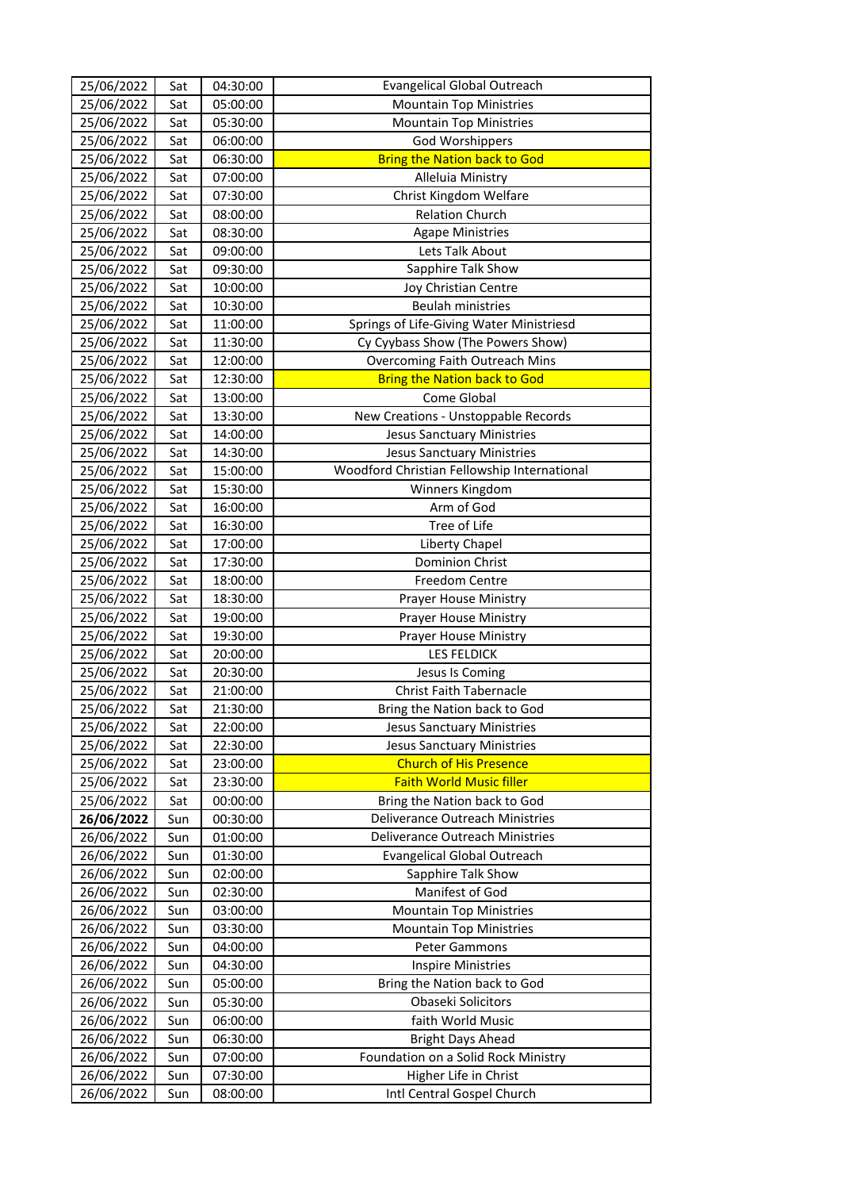| 25/06/2022 | Sat | 04:30:00 | Evangelical Global Outreach |
|---|---|---|---|
| 25/06/2022 | Sat | 05:00:00 | Mountain Top Ministries |
| 25/06/2022 | Sat | 05:30:00 | Mountain Top Ministries |
| 25/06/2022 | Sat | 06:00:00 | God Worshippers |
| 25/06/2022 | Sat | 06:30:00 | Bring the Nation back to God |
| 25/06/2022 | Sat | 07:00:00 | Alleluia Ministry |
| 25/06/2022 | Sat | 07:30:00 | Christ Kingdom Welfare |
| 25/06/2022 | Sat | 08:00:00 | Relation Church |
| 25/06/2022 | Sat | 08:30:00 | Agape Ministries |
| 25/06/2022 | Sat | 09:00:00 | Lets Talk About |
| 25/06/2022 | Sat | 09:30:00 | Sapphire Talk Show |
| 25/06/2022 | Sat | 10:00:00 | Joy Christian Centre |
| 25/06/2022 | Sat | 10:30:00 | Beulah ministries |
| 25/06/2022 | Sat | 11:00:00 | Springs of Life-Giving Water Ministriesd |
| 25/06/2022 | Sat | 11:30:00 | Cy Cyybass Show (The Powers Show) |
| 25/06/2022 | Sat | 12:00:00 | Overcoming Faith Outreach Mins |
| 25/06/2022 | Sat | 12:30:00 | Bring the Nation back to God |
| 25/06/2022 | Sat | 13:00:00 | Come Global |
| 25/06/2022 | Sat | 13:30:00 | New Creations - Unstoppable Records |
| 25/06/2022 | Sat | 14:00:00 | Jesus Sanctuary Ministries |
| 25/06/2022 | Sat | 14:30:00 | Jesus Sanctuary Ministries |
| 25/06/2022 | Sat | 15:00:00 | Woodford Christian Fellowship International |
| 25/06/2022 | Sat | 15:30:00 | Winners Kingdom |
| 25/06/2022 | Sat | 16:00:00 | Arm of God |
| 25/06/2022 | Sat | 16:30:00 | Tree of Life |
| 25/06/2022 | Sat | 17:00:00 | Liberty Chapel |
| 25/06/2022 | Sat | 17:30:00 | Dominion Christ |
| 25/06/2022 | Sat | 18:00:00 | Freedom Centre |
| 25/06/2022 | Sat | 18:30:00 | Prayer House Ministry |
| 25/06/2022 | Sat | 19:00:00 | Prayer House Ministry |
| 25/06/2022 | Sat | 19:30:00 | Prayer House Ministry |
| 25/06/2022 | Sat | 20:00:00 | LES FELDICK |
| 25/06/2022 | Sat | 20:30:00 | Jesus Is Coming |
| 25/06/2022 | Sat | 21:00:00 | Christ Faith Tabernacle |
| 25/06/2022 | Sat | 21:30:00 | Bring the Nation back to God |
| 25/06/2022 | Sat | 22:00:00 | Jesus Sanctuary Ministries |
| 25/06/2022 | Sat | 22:30:00 | Jesus Sanctuary Ministries |
| 25/06/2022 | Sat | 23:00:00 | Church of His Presence |
| 25/06/2022 | Sat | 23:30:00 | Faith World Music filler |
| 25/06/2022 | Sat | 00:00:00 | Bring the Nation back to God |
| **26/06/2022** | Sun | 00:30:00 | Deliverance Outreach Ministries |
| 26/06/2022 | Sun | 01:00:00 | Deliverance Outreach Ministries |
| 26/06/2022 | Sun | 01:30:00 | Evangelical Global Outreach |
| 26/06/2022 | Sun | 02:00:00 | Sapphire Talk Show |
| 26/06/2022 | Sun | 02:30:00 | Manifest of God |
| 26/06/2022 | Sun | 03:00:00 | Mountain Top Ministries |
| 26/06/2022 | Sun | 03:30:00 | Mountain Top Ministries |
| 26/06/2022 | Sun | 04:00:00 | Peter Gammons |
| 26/06/2022 | Sun | 04:30:00 | Inspire Ministries |
| 26/06/2022 | Sun | 05:00:00 | Bring the Nation back to God |
| 26/06/2022 | Sun | 05:30:00 | Obaseki Solicitors |
| 26/06/2022 | Sun | 06:00:00 | faith World Music |
| 26/06/2022 | Sun | 06:30:00 | Bright Days Ahead |
| 26/06/2022 | Sun | 07:00:00 | Foundation on a Solid Rock Ministry |
| 26/06/2022 | Sun | 07:30:00 | Higher Life in Christ |
| 26/06/2022 | Sun | 08:00:00 | Intl Central Gospel Church |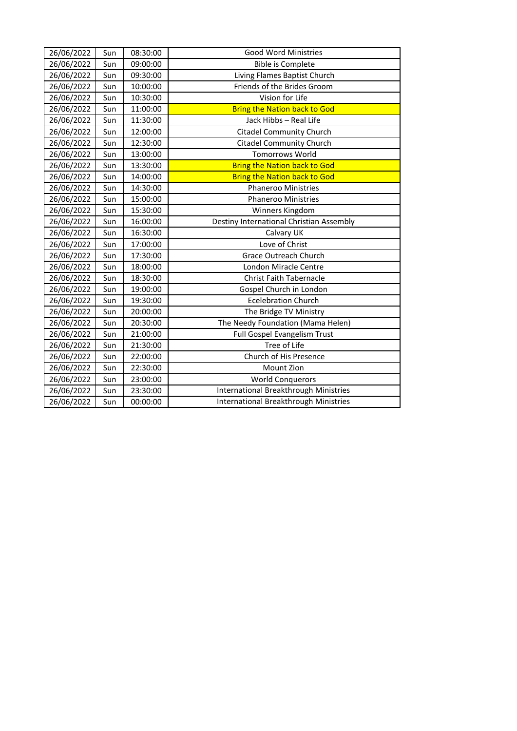| | | | |
|---|---|---|---|
| 26/06/2022 | Sun | 08:30:00 | Good Word Ministries |
| 26/06/2022 | Sun | 09:00:00 | Bible is Complete |
| 26/06/2022 | Sun | 09:30:00 | Living Flames Baptist Church |
| 26/06/2022 | Sun | 10:00:00 | Friends of the Brides Groom |
| 26/06/2022 | Sun | 10:30:00 | Vision for Life |
| 26/06/2022 | Sun | 11:00:00 | Bring the Nation back to God |
| 26/06/2022 | Sun | 11:30:00 | Jack Hibbs – Real Life |
| 26/06/2022 | Sun | 12:00:00 | Citadel Community Church |
| 26/06/2022 | Sun | 12:30:00 | Citadel Community Church |
| 26/06/2022 | Sun | 13:00:00 | Tomorrows World |
| 26/06/2022 | Sun | 13:30:00 | Bring the Nation back to God |
| 26/06/2022 | Sun | 14:00:00 | Bring the Nation back to God |
| 26/06/2022 | Sun | 14:30:00 | Phaneroo Ministries |
| 26/06/2022 | Sun | 15:00:00 | Phaneroo Ministries |
| 26/06/2022 | Sun | 15:30:00 | Winners Kingdom |
| 26/06/2022 | Sun | 16:00:00 | Destiny International Christian Assembly |
| 26/06/2022 | Sun | 16:30:00 | Calvary UK |
| 26/06/2022 | Sun | 17:00:00 | Love of Christ |
| 26/06/2022 | Sun | 17:30:00 | Grace Outreach Church |
| 26/06/2022 | Sun | 18:00:00 | London Miracle Centre |
| 26/06/2022 | Sun | 18:30:00 | Christ Faith Tabernacle |
| 26/06/2022 | Sun | 19:00:00 | Gospel Church in London |
| 26/06/2022 | Sun | 19:30:00 | Ecelebration Church |
| 26/06/2022 | Sun | 20:00:00 | The Bridge TV Ministry |
| 26/06/2022 | Sun | 20:30:00 | The Needy Foundation (Mama Helen) |
| 26/06/2022 | Sun | 21:00:00 | Full Gospel Evangelism Trust |
| 26/06/2022 | Sun | 21:30:00 | Tree of Life |
| 26/06/2022 | Sun | 22:00:00 | Church of His Presence |
| 26/06/2022 | Sun | 22:30:00 | Mount Zion |
| 26/06/2022 | Sun | 23:00:00 | World Conquerors |
| 26/06/2022 | Sun | 23:30:00 | International Breakthrough Ministries |
| 26/06/2022 | Sun | 00:00:00 | International Breakthrough Ministries |